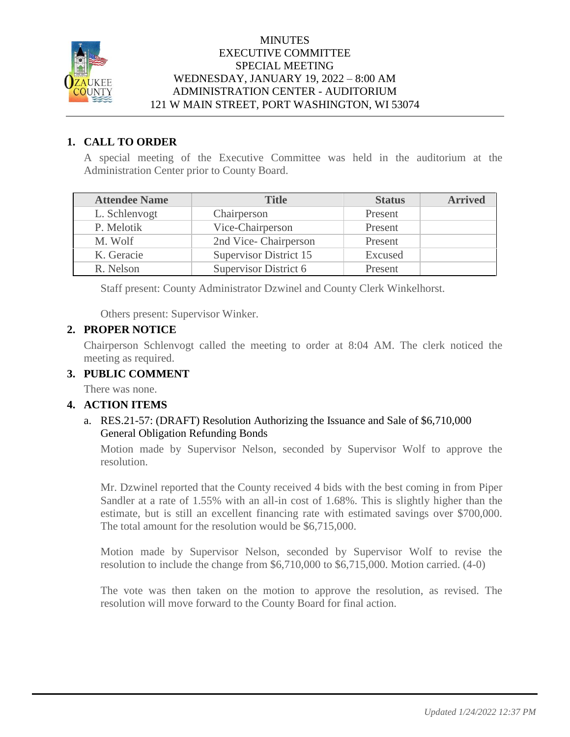# MINUTES
## EXECUTIVE COMMITTEE
## SPECIAL MEETING
## WEDNESDAY, JANUARY 19, 2022 – 8:00 AM
## ADMINISTRATION CENTER - AUDITORIUM
## 121 W MAIN STREET, PORT WASHINGTON, WI 53074

### 1. CALL TO ORDER

A special meeting of the Executive Committee was held in the auditorium at the Administration Center prior to County Board.

| Attendee Name | Title | Status | Arrived |
|---|---|---|---|
| L. Schlenvogt | Chairperson | Present | |
| P. Melotik | Vice-Chairperson | Present | |
| M. Wolf | 2nd Vice- Chairperson | Present | |
| K. Geracie | Supervisor District 15 | Excused | |
| R. Nelson | Supervisor District 6 | Present | |

Staff present: County Administrator Dzwinel and County Clerk Winkelhorst.

Others present: Supervisor Winker.

### 2. PROPER NOTICE

Chairperson Schlenvogt called the meeting to order at 8:04 AM. The clerk noticed the meeting as required.

### 3. PUBLIC COMMENT

There was none.

### 4. ACTION ITEMS

a. RES.21-57: (DRAFT) Resolution Authorizing the Issuance and Sale of $6,710,000 General Obligation Refunding Bonds

Motion made by Supervisor Nelson, seconded by Supervisor Wolf to approve the resolution.

Mr. Dzwinel reported that the County received 4 bids with the best coming in from Piper Sandler at a rate of 1.55% with an all-in cost of 1.68%. This is slightly higher than the estimate, but is still an excellent financing rate with estimated savings over $700,000. The total amount for the resolution would be $6,715,000.

Motion made by Supervisor Nelson, seconded by Supervisor Wolf to revise the resolution to include the change from $6,710,000 to $6,715,000. Motion carried. (4-0)

The vote was then taken on the motion to approve the resolution, as revised. The resolution will move forward to the County Board for final action.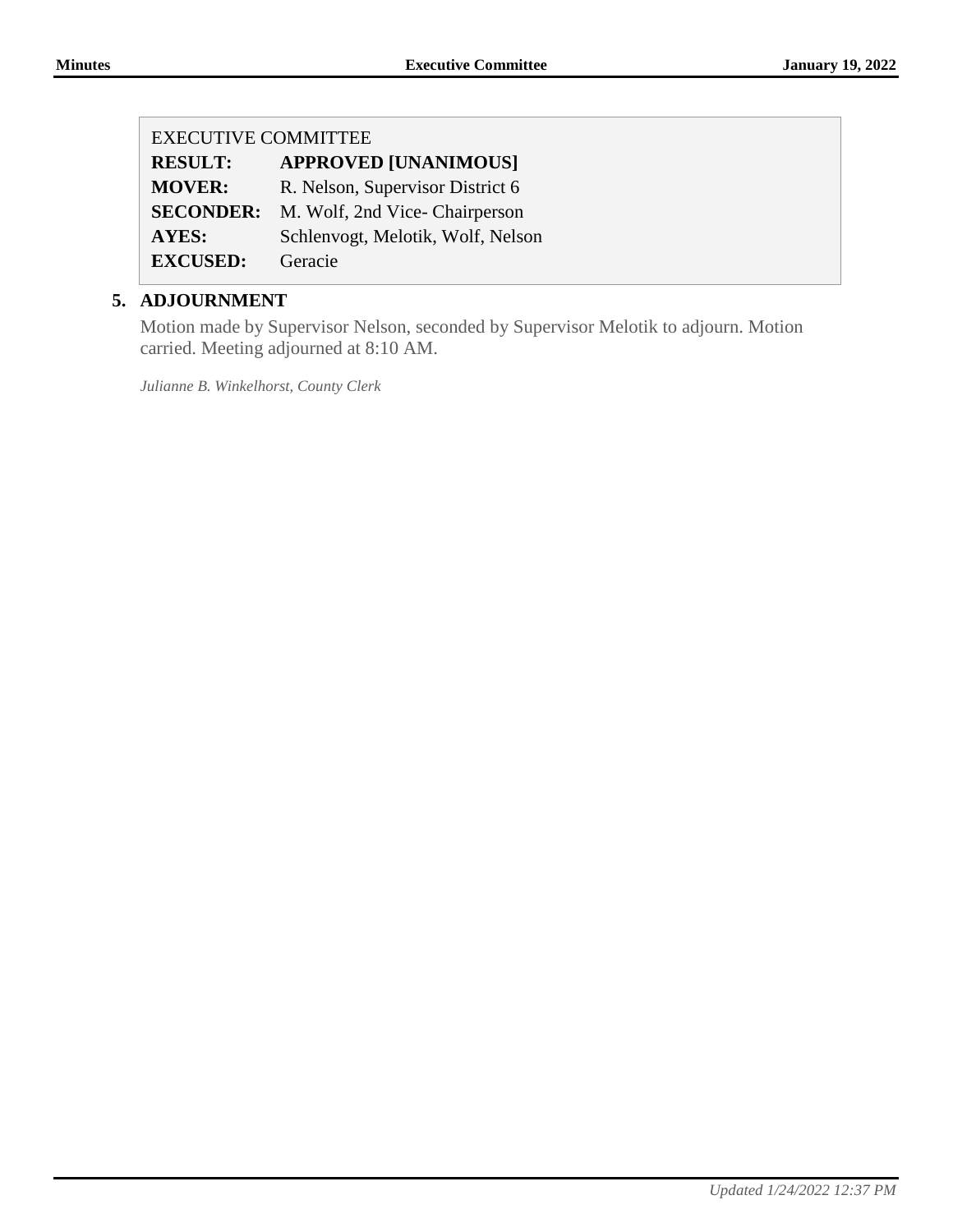| EXECUTIVE COMMITTEE | |
| --- | --- |
| **RESULT:** | **APPROVED [UNANIMOUS]** |
| **MOVER:** | R. Nelson, Supervisor District 6 |
| **SECONDER:** | M. Wolf, 2nd Vice- Chairperson |
| **AYES:** | Schlenvogt, Melotik, Wolf, Nelson |
| **EXCUSED:** | Geracie |

## 5. ADJOURNMENT

Motion made by Supervisor Nelson, seconded by Supervisor Melotik to adjourn. Motion carried. Meeting adjourned at 8:10 AM.

*Julianne B. Winkelhorst, County Clerk*